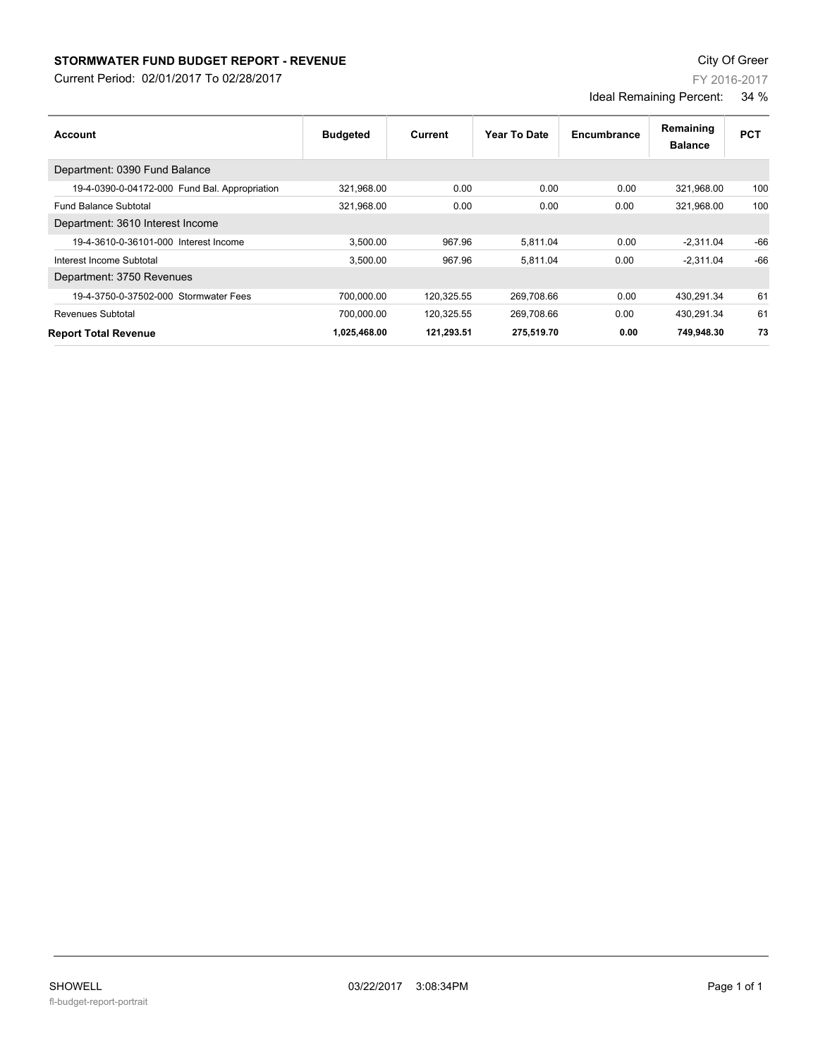**STORMWATER FUND BUDGET REPORT - REVENUE**

Current Period: 02/01/2017 To 02/28/2017

City Of Greer

FY 2016-2017

Ideal Remaining Percent: 34 %

| Account | Budgeted | Current | Year To Date | Encumbrance | Remaining Balance | PCT |
|---|---|---|---|---|---|---|
| Department: 0390 Fund Balance | | | | | | |
| 19-4-0390-0-04172-000 Fund Bal. Appropriation | 321,968.00 | 0.00 | 0.00 | 0.00 | 321,968.00 | 100 |
| Fund Balance Subtotal | 321,968.00 | 0.00 | 0.00 | 0.00 | 321,968.00 | 100 |
| Department: 3610 Interest Income | | | | | | |
| 19-4-3610-0-36101-000 Interest Income | 3,500.00 | 967.96 | 5,811.04 | 0.00 | -2,311.04 | -66 |
| Interest Income Subtotal | 3,500.00 | 967.96 | 5,811.04 | 0.00 | -2,311.04 | -66 |
| Department: 3750 Revenues | | | | | | |
| 19-4-3750-0-37502-000 Stormwater Fees | 700,000.00 | 120,325.55 | 269,708.66 | 0.00 | 430,291.34 | 61 |
| Revenues Subtotal | 700,000.00 | 120,325.55 | 269,708.66 | 0.00 | 430,291.34 | 61 |
| **Report Total Revenue** | **1,025,468.00** | **121,293.51** | **275,519.70** | **0.00** | **749,948.30** | **73** |

SHOWELL 03/22/2017 3:08:34PM

fl-budget-report-portrait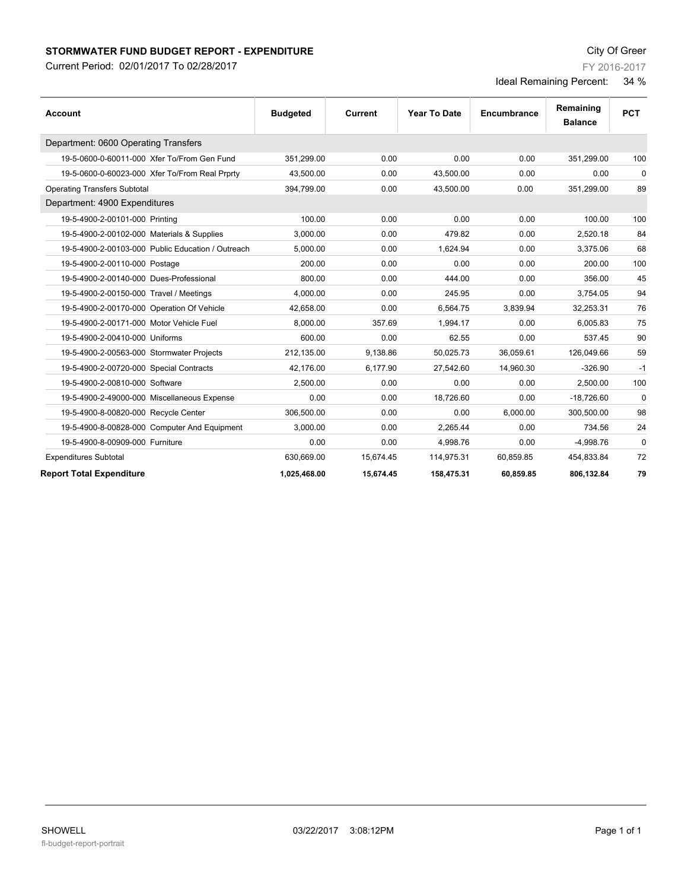**STORMWATER FUND BUDGET REPORT - EXPENDITURE**

Current Period: 02/01/2017 To 02/28/2017

City Of Greer

FY 2016-2017

Ideal Remaining Percent: 34 %

| Account | Budgeted | Current | Year To Date | Encumbrance | Remaining Balance | PCT |
|---|---|---|---|---|---|---|
| Department: 0600 Operating Transfers | | | | | | |
| 19-5-0600-0-60011-000 Xfer To/From Gen Fund | 351,299.00 | 0.00 | 0.00 | 0.00 | 351,299.00 | 100 |
| 19-5-0600-0-60023-000 Xfer To/From Real Prprty | 43,500.00 | 0.00 | 43,500.00 | 0.00 | 0.00 | 0 |
| Operating Transfers Subtotal | 394,799.00 | 0.00 | 43,500.00 | 0.00 | 351,299.00 | 89 |
| Department: 4900 Expenditures | | | | | | |
| 19-5-4900-2-00101-000 Printing | 100.00 | 0.00 | 0.00 | 0.00 | 100.00 | 100 |
| 19-5-4900-2-00102-000 Materials & Supplies | 3,000.00 | 0.00 | 479.82 | 0.00 | 2,520.18 | 84 |
| 19-5-4900-2-00103-000 Public Education / Outreach | 5,000.00 | 0.00 | 1,624.94 | 0.00 | 3,375.06 | 68 |
| 19-5-4900-2-00110-000 Postage | 200.00 | 0.00 | 0.00 | 0.00 | 200.00 | 100 |
| 19-5-4900-2-00140-000 Dues-Professional | 800.00 | 0.00 | 444.00 | 0.00 | 356.00 | 45 |
| 19-5-4900-2-00150-000 Travel / Meetings | 4,000.00 | 0.00 | 245.95 | 0.00 | 3,754.05 | 94 |
| 19-5-4900-2-00170-000 Operation Of Vehicle | 42,658.00 | 0.00 | 6,564.75 | 3,839.94 | 32,253.31 | 76 |
| 19-5-4900-2-00171-000 Motor Vehicle Fuel | 8,000.00 | 357.69 | 1,994.17 | 0.00 | 6,005.83 | 75 |
| 19-5-4900-2-00410-000 Uniforms | 600.00 | 0.00 | 62.55 | 0.00 | 537.45 | 90 |
| 19-5-4900-2-00563-000 Stormwater Projects | 212,135.00 | 9,138.86 | 50,025.73 | 36,059.61 | 126,049.66 | 59 |
| 19-5-4900-2-00720-000 Special Contracts | 42,176.00 | 6,177.90 | 27,542.60 | 14,960.30 | -326.90 | -1 |
| 19-5-4900-2-00810-000 Software | 2,500.00 | 0.00 | 0.00 | 0.00 | 2,500.00 | 100 |
| 19-5-4900-2-49000-000 Miscellaneous Expense | 0.00 | 0.00 | 18,726.60 | 0.00 | -18,726.60 | 0 |
| 19-5-4900-8-00820-000 Recycle Center | 306,500.00 | 0.00 | 0.00 | 6,000.00 | 300,500.00 | 98 |
| 19-5-4900-8-00828-000 Computer And Equipment | 3,000.00 | 0.00 | 2,265.44 | 0.00 | 734.56 | 24 |
| 19-5-4900-8-00909-000 Furniture | 0.00 | 0.00 | 4,998.76 | 0.00 | -4,998.76 | 0 |
| Expenditures Subtotal | 630,669.00 | 15,674.45 | 114,975.31 | 60,859.85 | 454,833.84 | 72 |
| **Report Total Expenditure** | **1,025,468.00** | **15,674.45** | **158,475.31** | **60,859.85** | **806,132.84** | **79** |

SHOWELL 03/22/2017 3:08:12PM

fl-budget-report-portrait